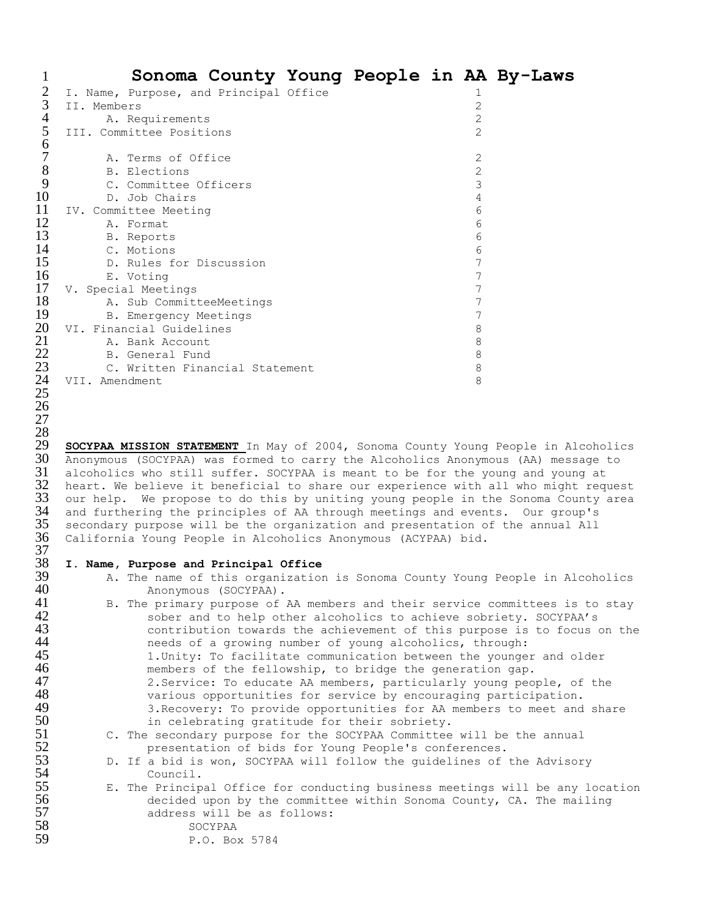# Sonoma County Young People in AA By-Laws

| | |
|---|---|
| I. Name, Purpose, and Principal Office | 1 |
| II. Members | 2 |
| A. Requirements | 2 |
| III. Committee Positions | 2 |
| A. Terms of Office | 2 |
| B. Elections | 2 |
| C. Committee Officers | 3 |
| D. Job Chairs | 4 |
| IV. Committee Meeting | 6 |
| A. Format | 6 |
| B. Reports | 6 |
| C. Motions | 6 |
| D. Rules for Discussion | 7 |
| E. Voting | 7 |
| V. Special Meetings | 7 |
| A. Sub CommitteeMeetings | 7 |
| B. Emergency Meetings | 7 |
| VI. Financial Guidelines | 8 |
| A. Bank Account | 8 |
| B. General Fund | 8 |
| C. Written Financial Statement | 8 |
| VII. Amendment | 8 |

**SOCYPAA MISSION STATEMENT** In May of 2004, Sonoma County Young People in Alcoholics Anonymous (SOCYPAA) was formed to carry the Alcoholics Anonymous (AA) message to alcoholics who still suffer. SOCYPAA is meant to be for the young and young at heart. We believe it beneficial to share our experience with all who might request our help. We propose to do this by uniting young people in the Sonoma County area and furthering the principles of AA through meetings and events. Our group's secondary purpose will be the organization and presentation of the annual All California Young People in Alcoholics Anonymous (ACYPAA) bid.

**I. Name, Purpose and Principal Office**

A. The name of this organization is Sonoma County Young People in Alcoholics Anonymous (SOCYPAA).

B. The primary purpose of AA members and their service committees is to stay sober and to help other alcoholics to achieve sobriety. SOCYPAA's contribution towards the achievement of this purpose is to focus on the needs of a growing number of young alcoholics, through:

1. Unity: To facilitate communication between the younger and older members of the fellowship, to bridge the generation gap.
2. Service: To educate AA members, particularly young people, of the various opportunities for service by encouraging participation.
3. Recovery: To provide opportunities for AA members to meet and share in celebrating gratitude for their sobriety.

C. The secondary purpose for the SOCYPAA Committee will be the annual presentation of bids for Young People's conferences.

D. If a bid is won, SOCYPAA will follow the guidelines of the Advisory Council.

E. The Principal Office for conducting business meetings will be any location decided upon by the committee within Sonoma County, CA. The mailing address will be as follows:

SOCYPAA
P.O. Box 5784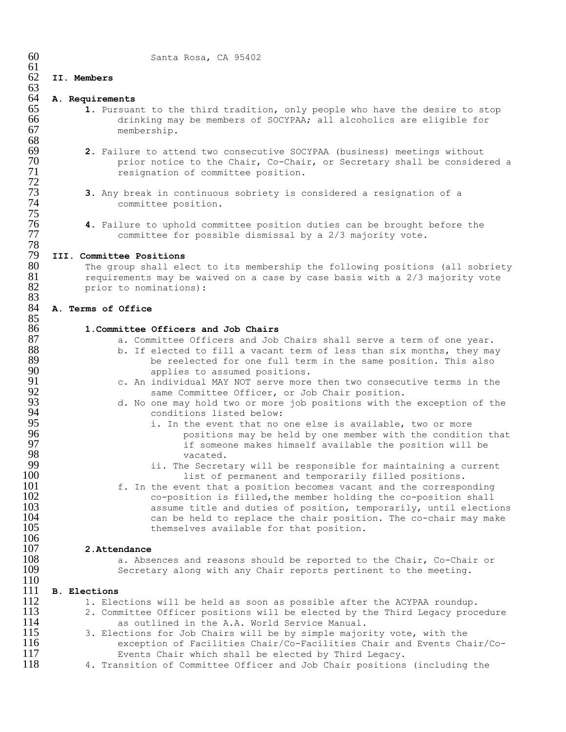Santa Rosa, CA 95402

## II. Members

### A. Requirements

1. Pursuant to the third tradition, only people who have the desire to stop drinking may be members of SOCYPAA; all alcoholics are eligible for membership.

2. Failure to attend two consecutive SOCYPAA (business) meetings without prior notice to the Chair, Co-Chair, or Secretary shall be considered a resignation of committee position.

3. Any break in continuous sobriety is considered a resignation of a committee position.

4. Failure to uphold committee position duties can be brought before the committee for possible dismissal by a 2/3 majority vote.

## III. Committee Positions

The group shall elect to its membership the following positions (all sobriety requirements may be waived on a case by case basis with a 2/3 majority vote prior to nominations):

### A. Terms of Office

#### 1. Committee Officers and Job Chairs

a. Committee Officers and Job Chairs shall serve a term of one year.

b. If elected to fill a vacant term of less than six months, they may be reelected for one full term in the same position. This also applies to assumed positions.

c. An individual MAY NOT serve more then two consecutive terms in the same Committee Officer, or Job Chair position.

d. No one may hold two or more job positions with the exception of the conditions listed below:

  i. In the event that no one else is available, two or more positions may be held by one member with the condition that if someone makes himself available the position will be vacated.

  ii. The Secretary will be responsible for maintaining a current list of permanent and temporarily filled positions.

f. In the event that a position becomes vacant and the corresponding co-position is filled, the member holding the co-position shall assume title and duties of position, temporarily, until elections can be held to replace the chair position. The co-chair may make themselves available for that position.

#### 2. Attendance

a. Absences and reasons should be reported to the Chair, Co-Chair or Secretary along with any Chair reports pertinent to the meeting.

### B. Elections

1. Elections will be held as soon as possible after the ACYPAA roundup.
2. Committee Officer positions will be elected by the Third Legacy procedure as outlined in the A.A. World Service Manual.
3. Elections for Job Chairs will be by simple majority vote, with the exception of Facilities Chair/Co-Facilities Chair and Events Chair/Co-Events Chair which shall be elected by Third Legacy.
4. Transition of Committee Officer and Job Chair positions (including the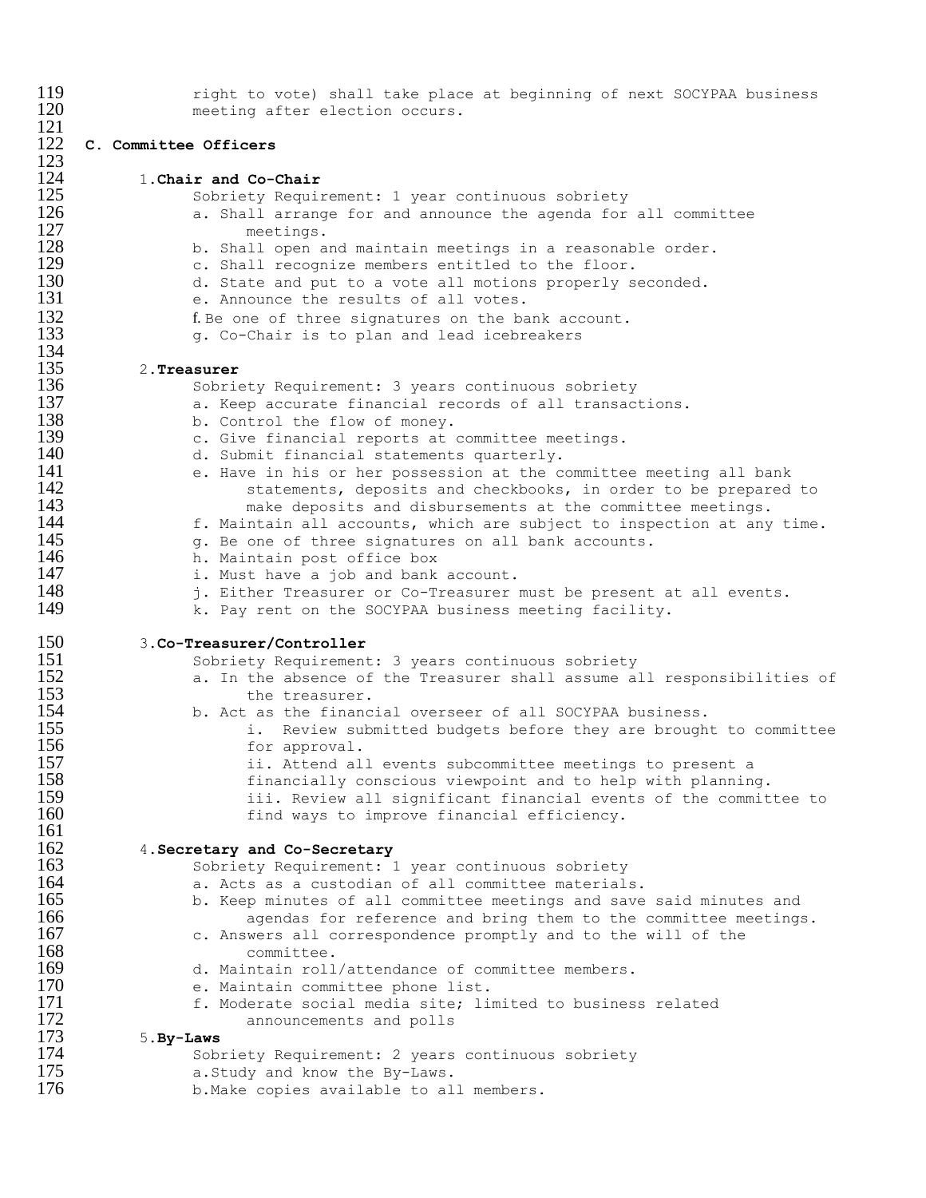right to vote) shall take place at beginning of next SOCYPAA business meeting after election occurs.

### C. Committee Officers

1. **Chair and Co-Chair**

   Sobriety Requirement: 1 year continuous sobriety

   a. Shall arrange for and announce the agenda for all committee meetings.
   b. Shall open and maintain meetings in a reasonable order.
   c. Shall recognize members entitled to the floor.
   d. State and put to a vote all motions properly seconded.
   e. Announce the results of all votes.
   f. Be one of three signatures on the bank account.
   g. Co-Chair is to plan and lead icebreakers

2. **Treasurer**

   Sobriety Requirement: 3 years continuous sobriety

   a. Keep accurate financial records of all transactions.
   b. Control the flow of money.
   c. Give financial reports at committee meetings.
   d. Submit financial statements quarterly.
   e. Have in his or her possession at the committee meeting all bank statements, deposits and checkbooks, in order to be prepared to make deposits and disbursements at the committee meetings.
   f. Maintain all accounts, which are subject to inspection at any time.
   g. Be one of three signatures on all bank accounts.
   h. Maintain post office box
   i. Must have a job and bank account.
   j. Either Treasurer or Co-Treasurer must be present at all events.
   k. Pay rent on the SOCYPAA business meeting facility.

3. **Co-Treasurer/Controller**

   Sobriety Requirement: 3 years continuous sobriety

   a. In the absence of the Treasurer shall assume all responsibilities of the treasurer.
   b. Act as the financial overseer of all SOCYPAA business.
      i. Review submitted budgets before they are brought to committee for approval.
      ii. Attend all events subcommittee meetings to present a financially conscious viewpoint and to help with planning.
      iii. Review all significant financial events of the committee to find ways to improve financial efficiency.

4. **Secretary and Co-Secretary**

   Sobriety Requirement: 1 year continuous sobriety

   a. Acts as a custodian of all committee materials.
   b. Keep minutes of all committee meetings and save said minutes and agendas for reference and bring them to the committee meetings.
   c. Answers all correspondence promptly and to the will of the committee.
   d. Maintain roll/attendance of committee members.
   e. Maintain committee phone list.
   f. Moderate social media site; limited to business related announcements and polls

5. **By-Laws**

   Sobriety Requirement: 2 years continuous sobriety

   a. Study and know the By-Laws.
   b. Make copies available to all members.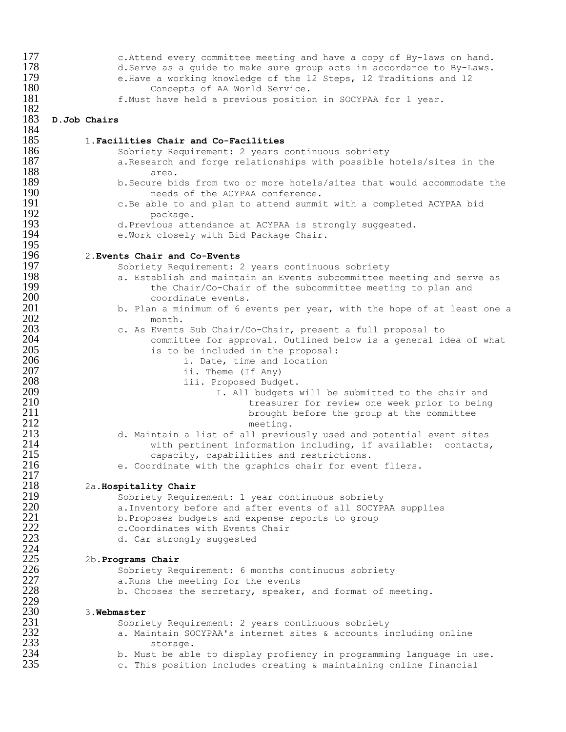c. Attend every committee meeting and have a copy of By-laws on hand.
d. Serve as a guide to make sure group acts in accordance to By-Laws.
e. Have a working knowledge of the 12 Steps, 12 Traditions and 12 Concepts of AA World Service.
f. Must have held a previous position in SOCYPAA for 1 year.

**D. Job Chairs**

1. **Facilities Chair and Co-Facilities**
   Sobriety Requirement: 2 years continuous sobriety
   a. Research and forge relationships with possible hotels/sites in the area.
   b. Secure bids from two or more hotels/sites that would accommodate the needs of the ACYPAA conference.
   c. Be able to and plan to attend summit with a completed ACYPAA bid package.
   d. Previous attendance at ACYPAA is strongly suggested.
   e. Work closely with Bid Package Chair.

2. **Events Chair and Co-Events**
   Sobriety Requirement: 2 years continuous sobriety
   a. Establish and maintain an Events subcommittee meeting and serve as the Chair/Co-Chair of the subcommittee meeting to plan and coordinate events.
   b. Plan a minimum of 6 events per year, with the hope of at least one a month.
   c. As Events Sub Chair/Co-Chair, present a full proposal to committee for approval. Outlined below is a general idea of what is to be included in the proposal:
      i. Date, time and location
      ii. Theme (If Any)
      iii. Proposed Budget.
         I. All budgets will be submitted to the chair and treasurer for review one week prior to being brought before the group at the committee meeting.
   d. Maintain a list of all previously used and potential event sites with pertinent information including, if available: contacts, capacity, capabilities and restrictions.
   e. Coordinate with the graphics chair for event fliers.

2a. **Hospitality Chair**
   Sobriety Requirement: 1 year continuous sobriety
   a. Inventory before and after events of all SOCYPAA supplies
   b. Proposes budgets and expense reports to group
   c. Coordinates with Events Chair
   d. Car strongly suggested

2b. **Programs Chair**
   Sobriety Requirement: 6 months continuous sobriety
   a. Runs the meeting for the events
   b. Chooses the secretary, speaker, and format of meeting.

3. **Webmaster**
   Sobriety Requirement: 2 years continuous sobriety
   a. Maintain SOCYPAA's internet sites & accounts including online storage.
   b. Must be able to display proficiency in programming language in use.
   c. This position includes creating & maintaining online financial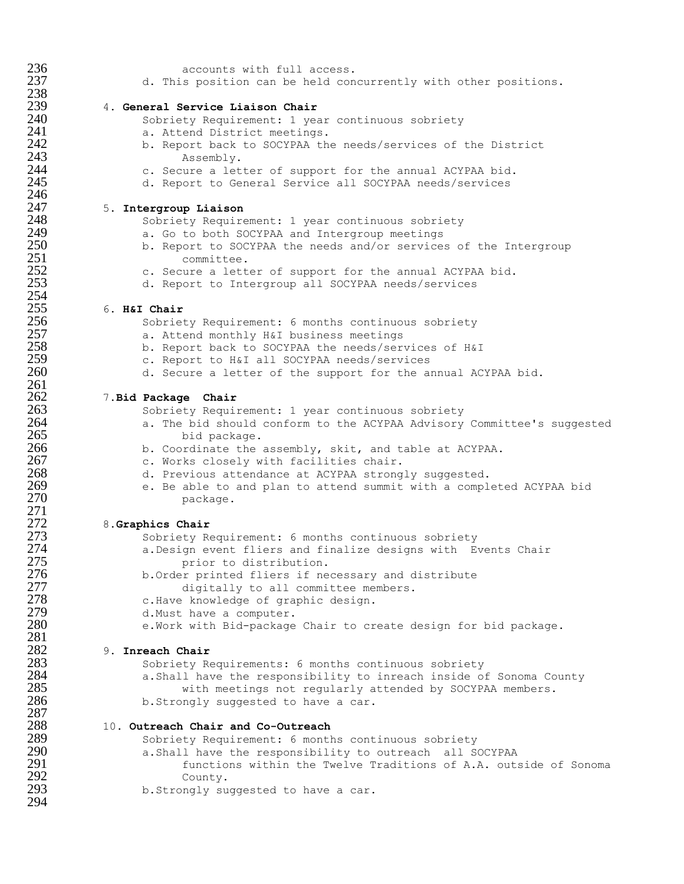accounts with full access.

d. This position can be held concurrently with other positions.

4. **General Service Liaison Chair**

Sobriety Requirement: 1 year continuous sobriety

a. Attend District meetings.

b. Report back to SOCYPAA the needs/services of the District Assembly.

c. Secure a letter of support for the annual ACYPAA bid.

d. Report to General Service all SOCYPAA needs/services

5. **Intergroup Liaison**

Sobriety Requirement: 1 year continuous sobriety

a. Go to both SOCYPAA and Intergroup meetings

b. Report to SOCYPAA the needs and/or services of the Intergroup committee.

c. Secure a letter of support for the annual ACYPAA bid.

d. Report to Intergroup all SOCYPAA needs/services

6. **H&I Chair**

Sobriety Requirement: 6 months continuous sobriety

a. Attend monthly H&I business meetings

b. Report back to SOCYPAA the needs/services of H&I

c. Report to H&I all SOCYPAA needs/services

d. Secure a letter of the support for the annual ACYPAA bid.

7. **Bid Package Chair**

Sobriety Requirement: 1 year continuous sobriety

a. The bid should conform to the ACYPAA Advisory Committee's suggested bid package.

b. Coordinate the assembly, skit, and table at ACYPAA.

c. Works closely with facilities chair.

d. Previous attendance at ACYPAA strongly suggested.

e. Be able to and plan to attend summit with a completed ACYPAA bid package.

8. **Graphics Chair**

Sobriety Requirement: 6 months continuous sobriety

a. Design event fliers and finalize designs with Events Chair prior to distribution.

b. Order printed fliers if necessary and distribute digitally to all committee members.

c. Have knowledge of graphic design.

d. Must have a computer.

e. Work with Bid-package Chair to create design for bid package.

9. **Inreach Chair**

Sobriety Requirements: 6 months continuous sobriety

a. Shall have the responsibility to inreach inside of Sonoma County with meetings not regularly attended by SOCYPAA members.

b. Strongly suggested to have a car.

10. **Outreach Chair and Co-Outreach**

Sobriety Requirement: 6 months continuous sobriety

a. Shall have the responsibility to outreach all SOCYPAA functions within the Twelve Traditions of A.A. outside of Sonoma County.

b. Strongly suggested to have a car.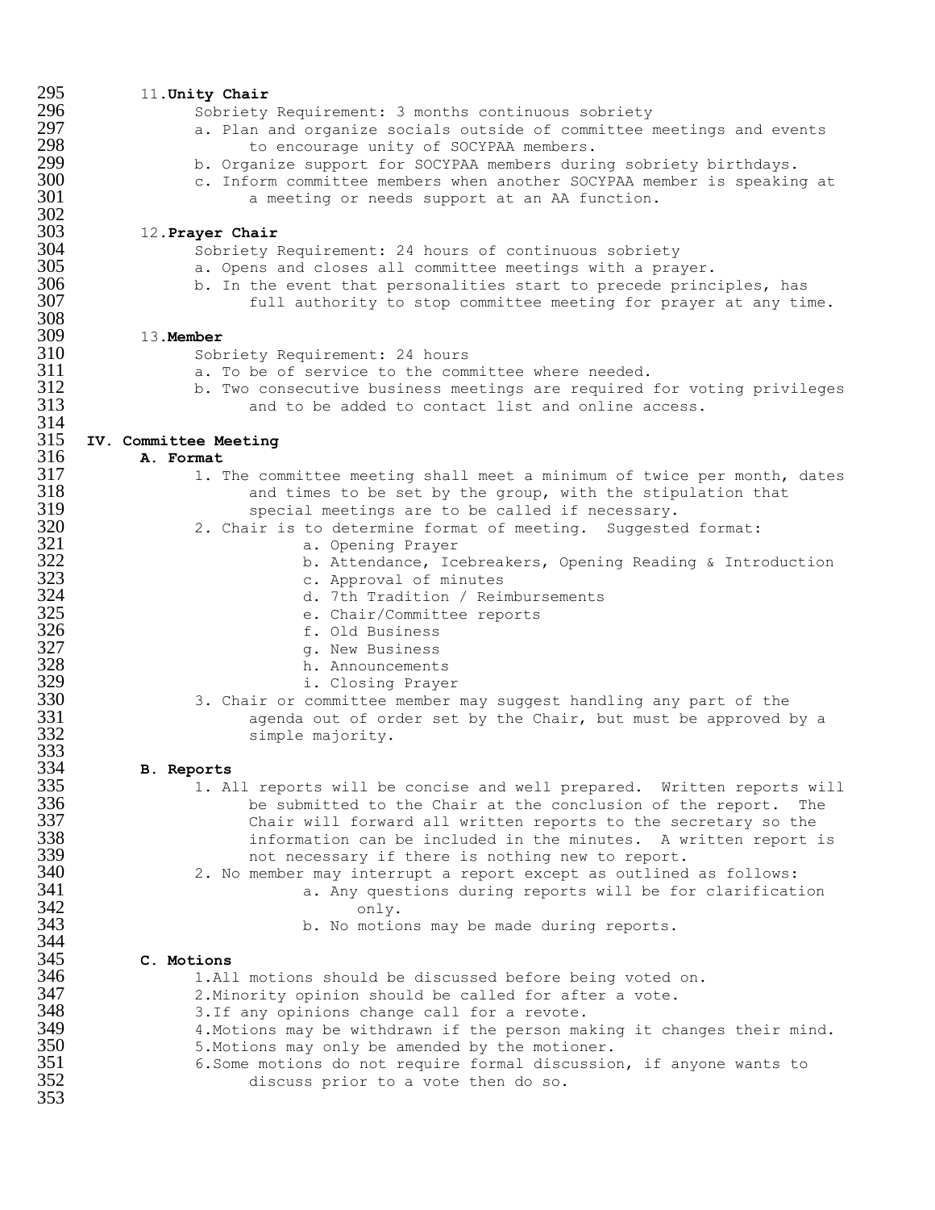11. **Unity Chair**

Sobriety Requirement: 3 months continuous sobriety

a. Plan and organize socials outside of committee meetings and events to encourage unity of SOCYPAA members.
b. Organize support for SOCYPAA members during sobriety birthdays.
c. Inform committee members when another SOCYPAA member is speaking at a meeting or needs support at an AA function.

12. **Prayer Chair**

Sobriety Requirement: 24 hours of continuous sobriety

a. Opens and closes all committee meetings with a prayer.
b. In the event that personalities start to precede principles, has full authority to stop committee meeting for prayer at any time.

13. **Member**

Sobriety Requirement: 24 hours

a. To be of service to the committee where needed.
b. Two consecutive business meetings are required for voting privileges and to be added to contact list and online access.

## IV. Committee Meeting

### A. Format

1. The committee meeting shall meet a minimum of twice per month, dates and times to be set by the group, with the stipulation that special meetings are to be called if necessary.
2. Chair is to determine format of meeting. Suggested format:
   a. Opening Prayer
   b. Attendance, Icebreakers, Opening Reading & Introduction
   c. Approval of minutes
   d. 7th Tradition / Reimbursements
   e. Chair/Committee reports
   f. Old Business
   g. New Business
   h. Announcements
   i. Closing Prayer
3. Chair or committee member may suggest handling any part of the agenda out of order set by the Chair, but must be approved by a simple majority.

### B. Reports

1. All reports will be concise and well prepared. Written reports will be submitted to the Chair at the conclusion of the report. The Chair will forward all written reports to the secretary so the information can be included in the minutes. A written report is not necessary if there is nothing new to report.
2. No member may interrupt a report except as outlined as follows:
   a. Any questions during reports will be for clarification only.
   b. No motions may be made during reports.

### C. Motions

1. All motions should be discussed before being voted on.
2. Minority opinion should be called for after a vote.
3. If any opinions change call for a revote.
4. Motions may be withdrawn if the person making it changes their mind.
5. Motions may only be amended by the motioner.
6. Some motions do not require formal discussion, if anyone wants to discuss prior to a vote then do so.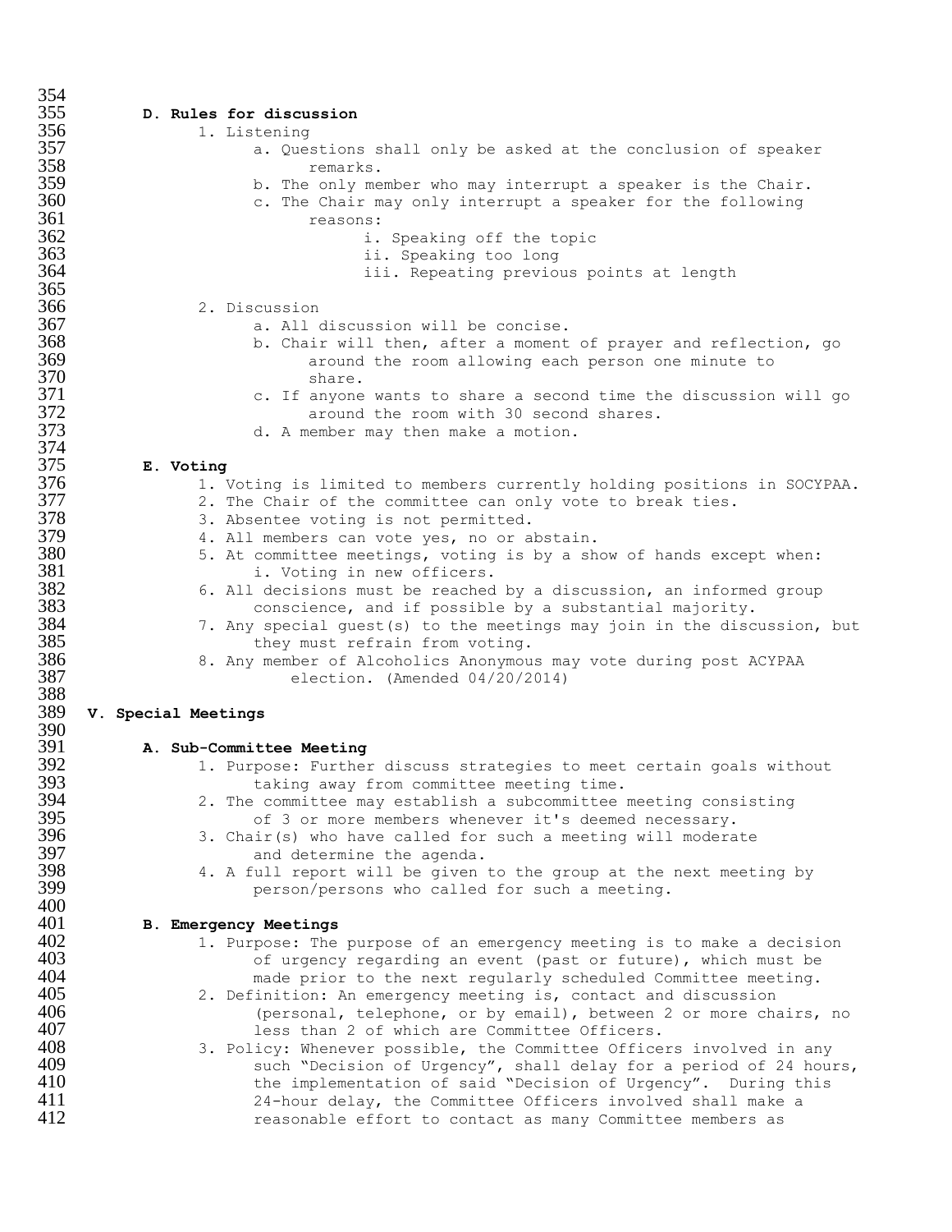### D. Rules for discussion

1. Listening
   a. Questions shall only be asked at the conclusion of speaker remarks.
   b. The only member who may interrupt a speaker is the Chair.
   c. The Chair may only interrupt a speaker for the following reasons:
      i. Speaking off the topic
      ii. Speaking too long
      iii. Repeating previous points at length

2. Discussion
   a. All discussion will be concise.
   b. Chair will then, after a moment of prayer and reflection, go around the room allowing each person one minute to share.
   c. If anyone wants to share a second time the discussion will go around the room with 30 second shares.
   d. A member may then make a motion.

### E. Voting

1. Voting is limited to members currently holding positions in SOCYPAA.
2. The Chair of the committee can only vote to break ties.
3. Absentee voting is not permitted.
4. All members can vote yes, no or abstain.
5. At committee meetings, voting is by a show of hands except when:
   i. Voting in new officers.
6. All decisions must be reached by a discussion, an informed group conscience, and if possible by a substantial majority.
7. Any special guest(s) to the meetings may join in the discussion, but they must refrain from voting.
8. Any member of Alcoholics Anonymous may vote during post ACYPAA election. (Amended 04/20/2014)

## V. Special Meetings

### A. Sub-Committee Meeting

1. Purpose: Further discuss strategies to meet certain goals without taking away from committee meeting time.
2. The committee may establish a subcommittee meeting consisting of 3 or more members whenever it's deemed necessary.
3. Chair(s) who have called for such a meeting will moderate and determine the agenda.
4. A full report will be given to the group at the next meeting by person/persons who called for such a meeting.

### B. Emergency Meetings

1. Purpose: The purpose of an emergency meeting is to make a decision of urgency regarding an event (past or future), which must be made prior to the next regularly scheduled Committee meeting.
2. Definition: An emergency meeting is, contact and discussion (personal, telephone, or by email), between 2 or more chairs, no less than 2 of which are Committee Officers.
3. Policy: Whenever possible, the Committee Officers involved in any such "Decision of Urgency", shall delay for a period of 24 hours, the implementation of said "Decision of Urgency". During this 24-hour delay, the Committee Officers involved shall make a reasonable effort to contact as many Committee members as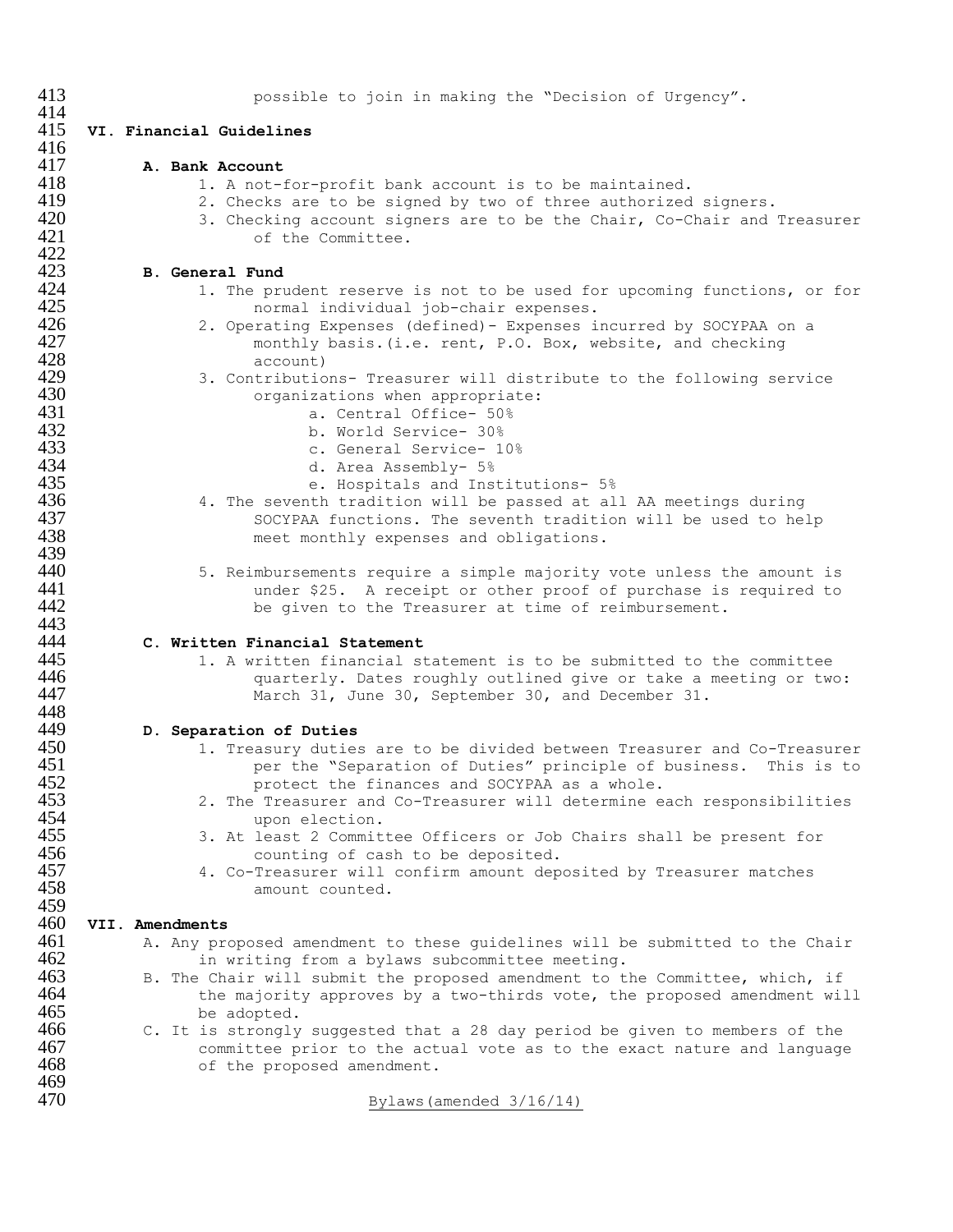possible to join in making the "Decision of Urgency".

## VI. Financial Guidelines

### A. Bank Account

1. A not-for-profit bank account is to be maintained.
2. Checks are to be signed by two of three authorized signers.
3. Checking account signers are to be the Chair, Co-Chair and Treasurer of the Committee.

### B. General Fund

1. The prudent reserve is not to be used for upcoming functions, or for normal individual job-chair expenses.
2. Operating Expenses (defined)- Expenses incurred by SOCYPAA on a monthly basis.(i.e. rent, P.O. Box, website, and checking account)
3. Contributions- Treasurer will distribute to the following service organizations when appropriate:
   a. Central Office- 50%
   b. World Service- 30%
   c. General Service- 10%
   d. Area Assembly- 5%
   e. Hospitals and Institutions- 5%
4. The seventh tradition will be passed at all AA meetings during SOCYPAA functions. The seventh tradition will be used to help meet monthly expenses and obligations.
5. Reimbursements require a simple majority vote unless the amount is under $25. A receipt or other proof of purchase is required to be given to the Treasurer at time of reimbursement.

### C. Written Financial Statement

1. A written financial statement is to be submitted to the committee quarterly. Dates roughly outlined give or take a meeting or two: March 31, June 30, September 30, and December 31.

### D. Separation of Duties

1. Treasury duties are to be divided between Treasurer and Co-Treasurer per the "Separation of Duties" principle of business. This is to protect the finances and SOCYPAA as a whole.
2. The Treasurer and Co-Treasurer will determine each responsibilities upon election.
3. At least 2 Committee Officers or Job Chairs shall be present for counting of cash to be deposited.
4. Co-Treasurer will confirm amount deposited by Treasurer matches amount counted.

## VII. Amendments

A. Any proposed amendment to these guidelines will be submitted to the Chair in writing from a bylaws subcommittee meeting.

B. The Chair will submit the proposed amendment to the Committee, which, if the majority approves by a two-thirds vote, the proposed amendment will be adopted.

C. It is strongly suggested that a 28 day period be given to members of the committee prior to the actual vote as to the exact nature and language of the proposed amendment.

Bylaws(amended 3/16/14)